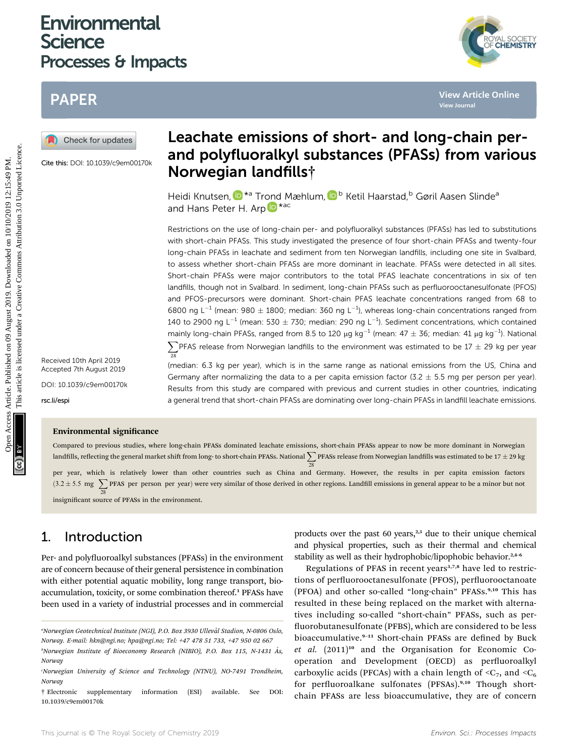# Leachate emissions of short- and long-chain per- and polyfluoralkyl substances (PFASs) from various Norwegian landfills†

Cite this: DOI: 10.1039/c9em00170k

Heidi Knutsen, [*a] Trond Mæhlum, [b] Ketil Haarstad,[b] Gøril Aasen Slinde[a] and Hans Peter H. Arp [*ac]

Received 10th April 2019
Accepted 7th August 2019

DOI: 10.1039/c9em00170k

rsc.li/espi

Restrictions on the use of long-chain per- and polyfluoralkyl substances (PFASs) has led to substitutions with short-chain PFASs. This study investigated the presence of four short-chain PFASs and twenty-four long-chain PFASs in leachate and sediment from ten Norwegian landfills, including one site in Svalbard, to assess whether short-chain PFASs are more dominant in leachate. PFASs were detected in all sites. Short-chain PFASs were major contributors to the total PFAS leachate concentrations in six of ten landfills, though not in Svalbard. In sediment, long-chain PFASs such as perfluorooctanesulfonate (PFOS) and PFOS-precursors were dominant. Short-chain PFAS leachate concentrations ranged from 68 to 6800 ng $L^{-1}$ (mean: 980 ± 1800; median: 360 ng $L^{-1}$), whereas long-chain concentrations ranged from 140 to 2900 ng $L^{-1}$ (mean: 530 ± 730; median: 290 ng $L^{-1}$). Sediment concentrations, which contained mainly long-chain PFASs, ranged from 8.5 to 120 μg $kg^{-1}$ (mean: 47 ± 36; median: 41 μg $kg^{-1}$). National $\sum_{28}$PFAS release from Norwegian landfills to the environment was estimated to be 17 ± 29 kg per year (median: 6.3 kg per year), which is in the same range as national emissions from the US, China and Germany after normalizing the data to a per capita emission factor (3.2 ± 5.5 mg per person per year). Results from this study are compared with previous and current studies in other countries, indicating a general trend that short-chain PFASs are dominating over long-chain PFASs in landfill leachate emissions.

### Environmental significance

Compared to previous studies, where long-chain PFASs dominated leachate emissions, short-chain PFASs appear to now be more dominant in Norwegian landfills, reflecting the general market shift from long- to short-chain PFASs. National $\sum_{28}$PFASs release from Norwegian landfills was estimated to be 17 ± 29 kg per year, which is relatively lower than other countries such as China and Germany. However, the results in per capita emission factors (3.2 ± 5.5 mg $\sum_{28}$PFAS per person per year) were very similar of those derived in other regions. Landfill emissions in general appear to be a minor but not insignificant source of PFASs in the environment.

## 1. Introduction

Per- and polyfluoroalkyl substances (PFASs) in the environment are of concern because of their general persistence in combination with either potential aquatic mobility, long range transport, bioaccumulation, toxicity, or some combination thereof.[1] PFASs have been used in a variety of industrial processes and in commercial products over the past 60 years,[2,3] due to their unique chemical and physical properties, such as their thermal and chemical stability as well as their hydrophobic/lipophobic behavior.[2,4–6]

Regulations of PFAS in recent years[3,7,8] have led to restrictions of perfluorooctanesulfonate (PFOS), perfluorooctanoate (PFOA) and other so-called "long-chain" PFASs.[9,10] This has resulted in these being replaced on the market with alternatives including so-called "short-chain" PFASs, such as perfluorobutanesulfonate (PFBS), which are considered to be less bioaccumulative.[9–11] Short-chain PFASs are defined by Buck *et al.* (2011)[10] and the Organisation for Economic Co-operation and Development (OECD) as perfluoroalkyl carboxylic acids (PFCAs) with a chain length of $<C_7$, and $<C_6$ for perfluoroalkane sulfonates (PFSAs).[9,10] Though short-chain PFASs are less bioaccumulative, they are of concern

---

[a] Norwegian Geotechnical Institute (NGI), P.O. Box 3930 Ullevål Stadion, N-0806 Oslo, Norway. E-mail: hkn@ngi.no; hpa@ngi.no; Tel: +47 478 51 733, +47 950 02 667

[b] Norwegian Institute of Bioeconomy Research (NIBIO), P.O. Box 115, N-1431 Ås, Norway

[c] Norwegian University of Science and Technology (NTNU), NO-7491 Trondheim, Norway

† Electronic supplementary information (ESI) available. See DOI: 10.1039/c9em00170k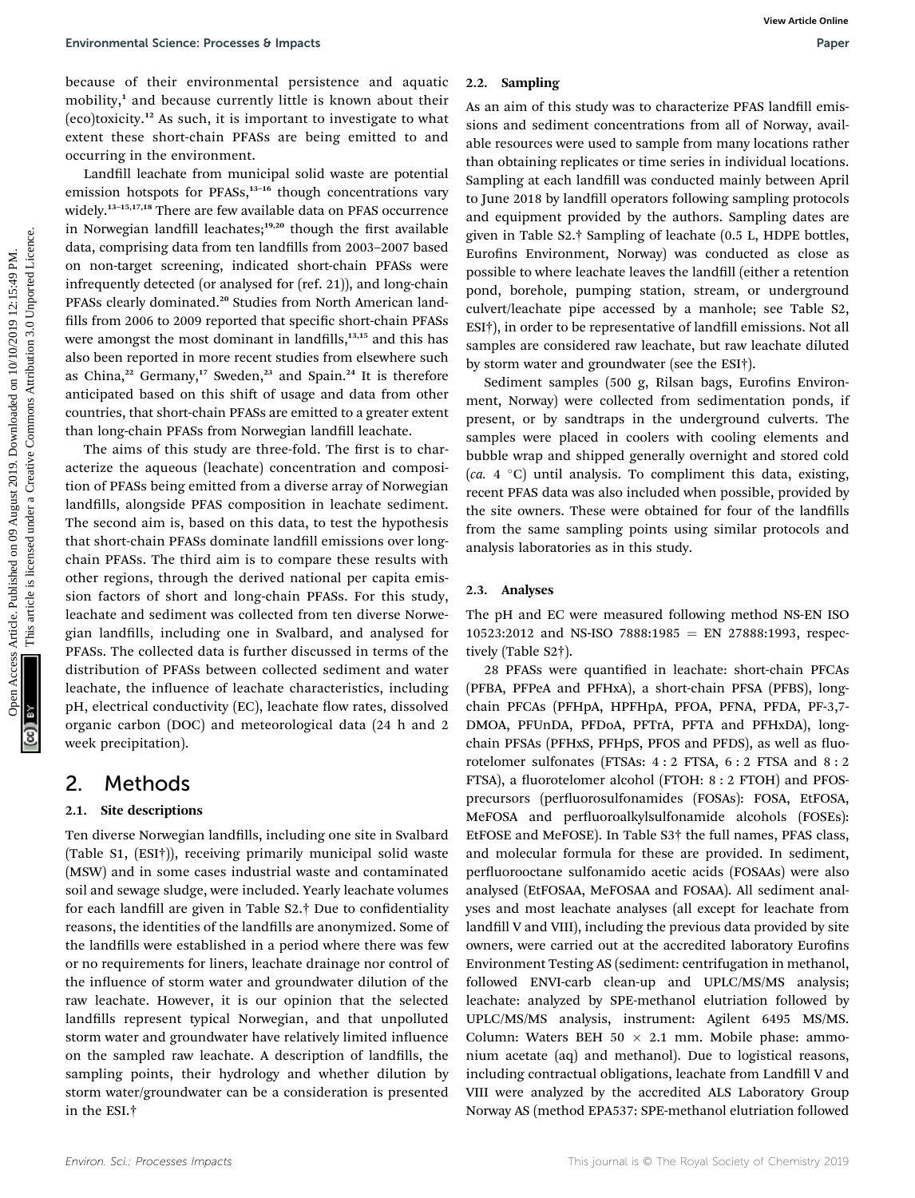because of their environmental persistence and aquatic mobility,[1] and because currently little is known about their (eco)toxicity.[12] As such, it is important to investigate to what extent these short-chain PFASs are being emitted to and occurring in the environment.

Landfill leachate from municipal solid waste are potential emission hotspots for PFASs,[13–16] though concentrations vary widely.[13–15,17,18] There are few available data on PFAS occurrence in Norwegian landfill leachates;[19,20] though the first available data, comprising data from ten landfills from 2003–2007 based on non-target screening, indicated short-chain PFASs were infrequently detected (or analysed for (ref. 21)), and long-chain PFASs clearly dominated.[20] Studies from North American landfills from 2006 to 2009 reported that specific short-chain PFASs were amongst the most dominant in landfills,[13,15] and this has also been reported in more recent studies from elsewhere such as China,[22] Germany,[17] Sweden,[23] and Spain.[24] It is therefore anticipated based on this shift of usage and data from other countries, that short-chain PFASs are emitted to a greater extent than long-chain PFASs from Norwegian landfill leachate.

The aims of this study are three-fold. The first is to characterize the aqueous (leachate) concentration and composition of PFASs being emitted from a diverse array of Norwegian landfills, alongside PFAS composition in leachate sediment. The second aim is, based on this data, to test the hypothesis that short-chain PFASs dominate landfill emissions over long-chain PFASs. The third aim is to compare these results with other regions, through the derived national per capita emission factors of short and long-chain PFASs. For this study, leachate and sediment was collected from ten diverse Norwegian landfills, including one in Svalbard, and analysed for PFASs. The collected data is further discussed in terms of the distribution of PFASs between collected sediment and water leachate, the influence of leachate characteristics, including pH, electrical conductivity (EC), leachate flow rates, dissolved organic carbon (DOC) and meteorological data (24 h and 2 week precipitation).

## 2. Methods

### 2.1. Site descriptions

Ten diverse Norwegian landfills, including one site in Svalbard (Table S1, (ESI†)), receiving primarily municipal solid waste (MSW) and in some cases industrial waste and contaminated soil and sewage sludge, were included. Yearly leachate volumes for each landfill are given in Table S2.† Due to confidentiality reasons, the identities of the landfills are anonymized. Some of the landfills were established in a period where there was few or no requirements for liners, leachate drainage nor control of the influence of storm water and groundwater dilution of the raw leachate. However, it is our opinion that the selected landfills represent typical Norwegian, and that unpolluted storm water and groundwater have relatively limited influence on the sampled raw leachate. A description of landfills, the sampling points, their hydrology and whether dilution by storm water/groundwater can be a consideration is presented in the ESI.†

### 2.2. Sampling

As an aim of this study was to characterize PFAS landfill emissions and sediment concentrations from all of Norway, available resources were used to sample from many locations rather than obtaining replicates or time series in individual locations. Sampling at each landfill was conducted mainly between April to June 2018 by landfill operators following sampling protocols and equipment provided by the authors. Sampling dates are given in Table S2.† Sampling of leachate (0.5 L, HDPE bottles, Eurofins Environment, Norway) was conducted as close as possible to where leachate leaves the landfill (either a retention pond, borehole, pumping station, stream, or underground culvert/leachate pipe accessed by a manhole; see Table S2, ESI†), in order to be representative of landfill emissions. Not all samples are considered raw leachate, but raw leachate diluted by storm water and groundwater (see the ESI†).

Sediment samples (500 g, Rilsan bags, Eurofins Environment, Norway) were collected from sedimentation ponds, if present, or by sandtraps in the underground culverts. The samples were placed in coolers with cooling elements and bubble wrap and shipped generally overnight and stored cold (*ca.* 4 °C) until analysis. To compliment this data, existing, recent PFAS data was also included when possible, provided by the site owners. These were obtained for four of the landfills from the same sampling points using similar protocols and analysis laboratories as in this study.

### 2.3. Analyses

The pH and EC were measured following method NS-EN ISO 10523:2012 and NS-ISO 7888:1985 = EN 27888:1993, respectively (Table S2†).

28 PFASs were quantified in leachate: short-chain PFCAs (PFBA, PFPeA and PFHxA), a short-chain PFSA (PFBS), long-chain PFCAs (PFHpA, HPFHpA, PFOA, PFNA, PFDA, PF-3,7-DMOA, PFUnDA, PFDoA, PFTrA, PFTA and PFHxDA), long-chain PFSAs (PFHxS, PFHpS, PFOS and PFDS), as well as fluorotelomer sulfonates (FTSAs: 4 : 2 FTSA, 6 : 2 FTSA and 8 : 2 FTSA), a fluorotelomer alcohol (FTOH: 8 : 2 FTOH) and PFOS-precursors (perfluorosulfonamides (FOSAs): FOSA, EtFOSA, MeFOSA and perfluoroalkylsulfonamide alcohols (FOSEs): EtFOSE and MeFOSE). In Table S3† the full names, PFAS class, and molecular formula for these are provided. In sediment, perfluorooctane sulfonamido acetic acids (FOSAAs) were also analysed (EtFOSAA, MeFOSAA and FOSAA). All sediment analyses and most leachate analyses (all except for leachate from landfill V and VIII), including the previous data provided by site owners, were carried out at the accredited laboratory Eurofins Environment Testing AS (sediment: centrifugation in methanol, followed ENVI-carb clean-up and UPLC/MS/MS analysis; leachate: analyzed by SPE-methanol elutriation followed by UPLC/MS/MS analysis, instrument: Agilent 6495 MS/MS. Column: Waters BEH 50 × 2.1 mm. Mobile phase: ammonium acetate (aq) and methanol). Due to logistical reasons, including contractual obligations, leachate from Landfill V and VIII were analyzed by the accredited ALS Laboratory Group Norway AS (method EPA537: SPE-methanol elutriation followed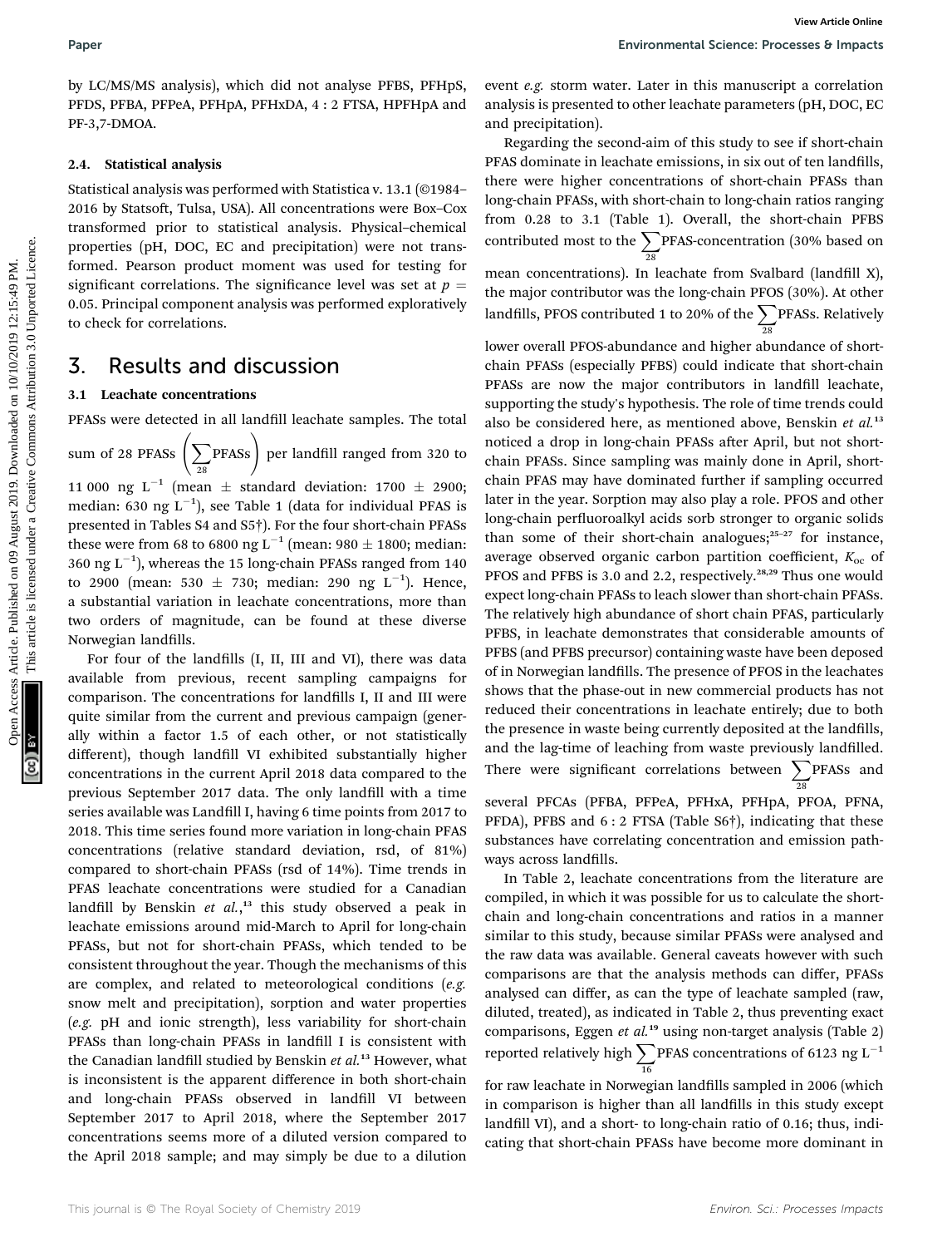by LC/MS/MS analysis), which did not analyse PFBS, PFHpS, PFDS, PFBA, PFPeA, PFHpA, PFHxDA, 4 : 2 FTSA, HPFHpA and PF-3,7-DMOA.

### 2.4. Statistical analysis

Statistical analysis was performed with Statistica v. 13.1 (©1984–2016 by Statsoft, Tulsa, USA). All concentrations were Box–Cox transformed prior to statistical analysis. Physical–chemical properties (pH, DOC, EC and precipitation) were not transformed. Pearson product moment was used for testing for significant correlations. The significance level was set at $p = 0.05$. Principal component analysis was performed exploratively to check for correlations.

## 3. Results and discussion

### 3.1 Leachate concentrations

PFASs were detected in all landfill leachate samples. The total sum of 28 PFASs $\left(\sum_{28}\text{PFASs}\right)$ per landfill ranged from 320 to 11 000 ng L$^{-1}$ (mean ± standard deviation: 1700 ± 2900; median: 630 ng L$^{-1}$), see Table 1 (data for individual PFAS is presented in Tables S4 and S5†). For the four short-chain PFASs these were from 68 to 6800 ng L$^{-1}$ (mean: 980 ± 1800; median: 360 ng L$^{-1}$), whereas the 15 long-chain PFASs ranged from 140 to 2900 (mean: 530 ± 730; median: 290 ng L$^{-1}$). Hence, a substantial variation in leachate concentrations, more than two orders of magnitude, can be found at these diverse Norwegian landfills.

For four of the landfills (I, II, III and VI), there was data available from previous, recent sampling campaigns for comparison. The concentrations for landfills I, II and III were quite similar from the current and previous campaign (generally within a factor 1.5 of each other, or not statistically different), though landfill VI exhibited substantially higher concentrations in the current April 2018 data compared to the previous September 2017 data. The only landfill with a time series available was Landfill I, having 6 time points from 2017 to 2018. This time series found more variation in long-chain PFAS concentrations (relative standard deviation, rsd, of 81%) compared to short-chain PFASs (rsd of 14%). Time trends in PFAS leachate concentrations were studied for a Canadian landfill by Benskin *et al.*,[13] this study observed a peak in leachate emissions around mid-March to April for long-chain PFASs, but not for short-chain PFASs, which tended to be consistent throughout the year. Though the mechanisms of this are complex, and related to meteorological conditions (*e.g.* snow melt and precipitation), sorption and water properties (*e.g.* pH and ionic strength), less variability for short-chain PFASs than long-chain PFASs in landfill I is consistent with the Canadian landfill studied by Benskin *et al.*[13] However, what is inconsistent is the apparent difference in both short-chain and long-chain PFASs observed in landfill VI between September 2017 to April 2018, where the September 2017 concentrations seems more of a diluted version compared to the April 2018 sample; and may simply be due to a dilution event *e.g.* storm water. Later in this manuscript a correlation analysis is presented to other leachate parameters (pH, DOC, EC and precipitation).

Regarding the second-aim of this study to see if short-chain PFAS dominate in leachate emissions, in six out of ten landfills, there were higher concentrations of short-chain PFASs than long-chain PFASs, with short-chain to long-chain ratios ranging from 0.28 to 3.1 (Table 1). Overall, the short-chain PFBS contributed most to the $\sum_{28}$PFAS-concentration (30% based on mean concentrations). In leachate from Svalbard (landfill X), the major contributor was the long-chain PFOS (30%). At other landfills, PFOS contributed 1 to 20% of the $\sum_{28}$PFASs. Relatively lower overall PFOS-abundance and higher abundance of short-chain PFASs (especially PFBS) could indicate that short-chain PFASs are now the major contributors in landfill leachate, supporting the study's hypothesis. The role of time trends could also be considered here, as mentioned above, Benskin *et al.*[13] noticed a drop in long-chain PFASs after April, but not short-chain PFASs. Since sampling was mainly done in April, short-chain PFAS may have dominated further if sampling occurred later in the year. Sorption may also play a role. PFOS and other long-chain perfluoroalkyl acids sorb stronger to organic solids than some of their short-chain analogues;[25–27] for instance, average observed organic carbon partition coefficient, $K_{oc}$ of PFOS and PFBS is 3.0 and 2.2, respectively.[28,29] Thus one would expect long-chain PFASs to leach slower than short-chain PFASs. The relatively high abundance of short chain PFAS, particularly PFBS, in leachate demonstrates that considerable amounts of PFBS (and PFBS precursor) containing waste have been deposed of in Norwegian landfills. The presence of PFOS in the leachates shows that the phase-out in new commercial products has not reduced their concentrations in leachate entirely; due to both the presence in waste being currently deposited at the landfills, and the lag-time of leaching from waste previously landfilled. There were significant correlations between $\sum_{28}$PFASs and several PFCAs (PFBA, PFPeA, PFHxA, PFHpA, PFOA, PFNA, PFDA), PFBS and 6 : 2 FTSA (Table S6†), indicating that these substances have correlating concentration and emission pathways across landfills.

In Table 2, leachate concentrations from the literature are compiled, in which it was possible for us to calculate the short-chain and long-chain concentrations and ratios in a manner similar to this study, because similar PFASs were analysed and the raw data was available. General caveats however with such comparisons are that the analysis methods can differ, PFASs analysed can differ, as can the type of leachate sampled (raw, diluted, treated), as indicated in Table 2, thus preventing exact comparisons, Eggen *et al.*[19] using non-target analysis (Table 2) reported relatively high $\sum_{16}$PFAS concentrations of 6123 ng L$^{-1}$ for raw leachate in Norwegian landfills sampled in 2006 (which in comparison is higher than all landfills in this study except landfill VI), and a short- to long-chain ratio of 0.16; thus, indicating that short-chain PFASs have become more dominant in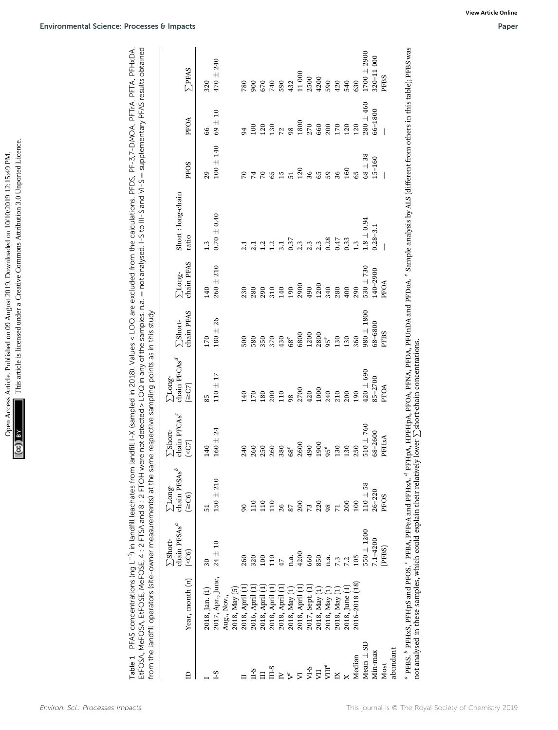**Table 1** PFAS concentrations (ng $L^{-1}$) in landfill leachates from landfill I–X (sampled in 2018). Values < LOQ are excluded from the calculations. PFDS, PF-3,7-DMOA, PFTrA, PFTA, PFHxDA, EtFOSA, MeFOSA, EtFOSE, MeFOSE, 4 : 2 FTSA and 8 : 2 FTOH were not detected > LOQ in any of the samples. n.a. = not analysed. I-S to III-S and VI-S = supplementary PFAS results obtained from the landfill operators (site-owner measurements) at the same respective sampling points as in this study

| ID | Year, month (*n*) | ∑Short-chain PFSAs[a] (<C6) | ∑Long-chain PFSAs[b] (≥C6) | ∑Short-chain PFCAs[c] (<C7) | ∑Long-chain PFCAs[d] (≥C7) | ∑Short-chain PFAS | ∑Long-chain PFAS | Short : long-chain ratio | PFOS | PFOA | ∑PFAS |
|---|---|---|---|---|---|---|---|---|---|---|---|
| I | 2018, Jan. (1) | 30 | 51 | 140 | 85 | 170 | 140 | 1.3 | 29 | 66 | 320 |
| I-S | 2017, Apr., June, Aug., Nov., 2018, May (5) | 24 ± 10 | 150 ± 210 | 160 ± 24 | 110 ± 17 | 180 ± 26 | 260 ± 210 | 0.70 ± 0.40 | 100 ± 140 | 69 ± 10 | 470 ± 240 |
| II | 2018, April (1) | 260 | 90 | 240 | 140 | 500 | 230 | 2.1 | 70 | 94 | 780 |
| II-S | 2016, April (1) | 320 | 110 | 260 | 170 | 580 | 280 | 2.1 | 74 | 100 | 900 |
| III | 2018, April (1) | 100 | 110 | 250 | 180 | 350 | 290 | 1.2 | 70 | 120 | 670 |
| III-S | 2018, April (1) | 110 | 110 | 260 | 200 | 370 | 310 | 1.2 | 65 | 130 | 740 |
| IV | 2018, April (1) | 47 | 26 | 380 | 110 | 430 | 140 | 3.1 | 15 | 72 | 590 |
| V[e] | 2018, May (1) | n.a. | 87 | 68[e] | 98 | 68[e] | 190 | 0.37 | 51 | 98 | 432 |
| VI | 2018, April (1) | 4200 | 200 | 2600 | 2700 | 6800 | 2900 | 2.3 | 120 | 1800 | 11 000 |
| VI-S | 2017, Sept. (1) | 660 | 73 | 490 | 420 | 1200 | 490 | 2.3 | 36 | 270 | 2500 |
| VII | 2018, May (1) | 850 | 220 | 1900 | 1000 | 2800 | 1200 | 2.3 | 65 | 660 | 4200 |
| VIII[e] | 2018, May (1) | n.a. | 98 | 95[e] | 240 | 95[e] | 340 | 0.28 | 59 | 200 | 590 |
| IX | 2018, May (1) | 7.3 | 71 | 130 | 210 | 130 | 280 | 0.47 | 36 | 170 | 420 |
| X | 2018, June (1) | 7.2 | 200 | 130 | 200 | 130 | 400 | 0.33 | 160 | 120 | 540 |
| Median | 2016–2018 (18) | 105 | 100 | 250 | 190 | 360 | 290 | 1.3 | 65 | 120 | 630 |
| Mean ± SD | | 550 ± 1200 | 110 ± 58 | 510 ± 760 | 420 ± 690 | 980 ± 1800 | 530 ± 730 | 1.8 ± 0.94 | 68 ± 38 | 280 ± 460 | 1700 ± 2900 |
| Min–max | | 7.1–4200 | 26–220 | 68–2600 | 85–2700 | 68–6800 | 140–2900 | 0.28–3.1 | 15–160 | 66–1800 | 320–11 000 |
| Most abundant | | (PFBS) | PFOS | PFHxA | PFOA | PFBS | PFOA | — | — | — | PFBS |

[a] PFBS. [b] PFHxS, PFHpS and PFOS. [c] PFBA, PFPeA and PFHxA. [d] PFHpA, HPFHpA, PFOA, PFNA, PFDA, PFUnDA and PFDoA. [e] Sample analysis by ALS (different from others in this table); PFBS was not analysed in these samples, which could explain their relatively lower ∑short-chain concentrations.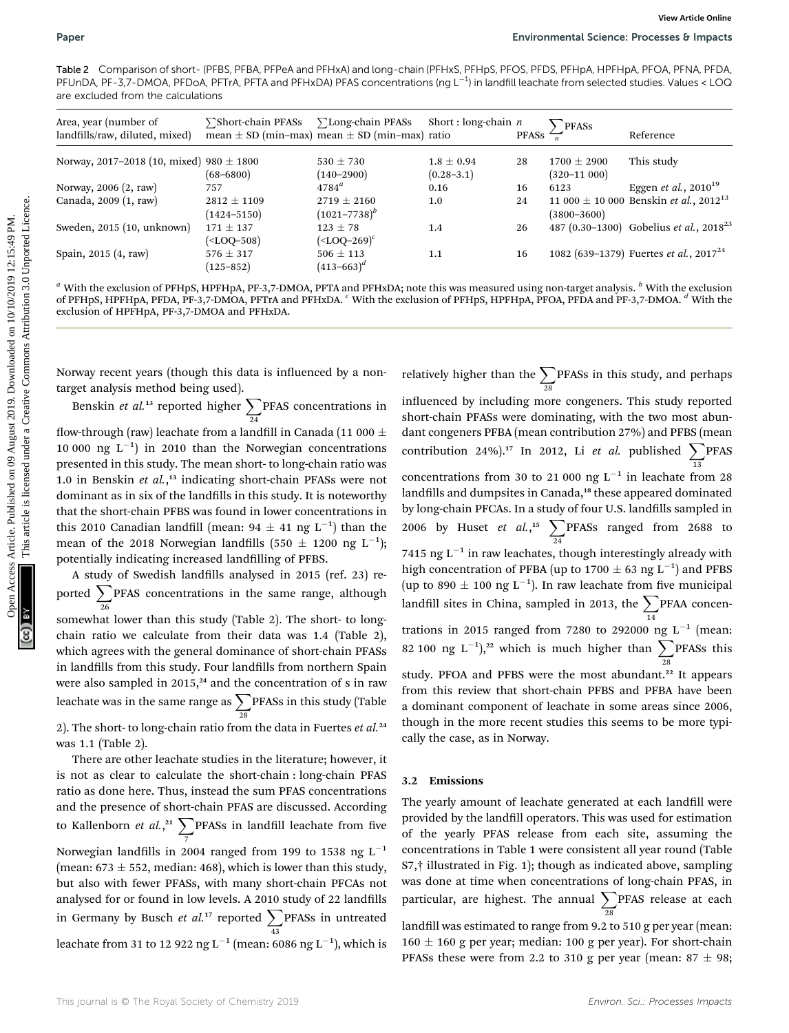Table 2 Comparison of short- (PFBS, PFBA, PFPeA and PFHxA) and long-chain (PFHxS, PFHpS, PFOS, PFDS, PFHpA, HPFHpA, PFOA, PFNA, PFDA, PFUnDA, PF-3,7-DMOA, PFDoA, PFTrA, PFTA and PFHxDA) PFAS concentrations (ng $L^{-1}$) in landfill leachate from selected studies. Values < LOQ are excluded from the calculations

| Area, year (number of landfills/raw, diluted, mixed) | $\sum$Short-chain PFASs mean ± SD (min–max) | $\sum$Long-chain PFASs mean ± SD (min–max) | Short : long-chain ratio | $n$ PFASs | $\sum_n$PFASs | Reference |
|---|---|---|---|---|---|---|
| Norway, 2017–2018 (10, mixed) | 980 ± 1800 (68–6800) | 530 ± 730 (140–2900) | 1.8 ± 0.94 (0.28–3.1) | 28 | 1700 ± 2900 (320–11 000) | This study |
| Norway, 2006 (2, raw) | 757 | 4784[a] | 0.16 | 16 | 6123 | Eggen *et al.*, 2010[19] |
| Canada, 2009 (1, raw) | 2812 ± 1109 (1424–5150) | 2719 ± 2160 (1021–7738)[b] | 1.0 | 24 | 11 000 ± 10 000 (3800–3600) | Benskin *et al.*, 2012[13] |
| Sweden, 2015 (10, unknown) | 171 ± 137 (<LOQ–508) | 123 ± 78 (<LOQ–269)[c] | 1.4 | 26 | 487 (0.30–1300) | Gobelius *et al.*, 2018[23] |
| Spain, 2015 (4, raw) | 576 ± 317 (125–852) | 506 ± 113 (413–663)[d] | 1.1 | 16 | 1082 (639–1379) | Fuertes *et al.*, 2017[24] |

[a] With the exclusion of PFHpS, HPFHpA, PF-3,7-DMOA, PFTA and PFHxDA; note this was measured using non-target analysis. [b] With the exclusion of PFHpS, HPFHpA, PFDA, PF-3,7-DMOA, PFTrA and PFHxDA. [c] With the exclusion of PFHpS, HPFHpA, PFOA, PFDA and PF-3,7-DMOA. [d] With the exclusion of HPFHpA, PF-3,7-DMOA and PFHxDA.

Norway recent years (though this data is influenced by a non-target analysis method being used).

Benskin *et al.*[13] reported higher $\sum_{24}$PFAS concentrations in flow-through (raw) leachate from a landfill in Canada (11 000 ± 10 000 ng $L^{-1}$) in 2010 than the Norwegian concentrations presented in this study. The mean short- to long-chain ratio was 1.0 in Benskin *et al.*,[13] indicating short-chain PFASs were not dominant as in six of the landfills in this study. It is noteworthy that the short-chain PFBS was found in lower concentrations in this 2010 Canadian landfill (mean: 94 ± 41 ng $L^{-1}$) than the mean of the 2018 Norwegian landfills (550 ± 1200 ng $L^{-1}$); potentially indicating increased landfilling of PFBS.

A study of Swedish landfills analysed in 2015 (ref. 23) reported $\sum_{26}$PFAS concentrations in the same range, although somewhat lower than this study (Table 2). The short- to long-chain ratio we calculate from their data was 1.4 (Table 2), which agrees with the general dominance of short-chain PFASs in landfills from this study. Four landfills from northern Spain were also sampled in 2015,[24] and the concentration of s in raw leachate was in the same range as $\sum_{28}$PFASs in this study (Table 2). The short- to long-chain ratio from the data in Fuertes *et al.*[24] was 1.1 (Table 2).

There are other leachate studies in the literature; however, it is not as clear to calculate the short-chain : long-chain PFAS ratio as done here. Thus, instead the sum PFAS concentrations and the presence of short-chain PFAS are discussed. According to Kallenborn *et al.*,[21] $\sum_7$PFASs in landfill leachate from five Norwegian landfills in 2004 ranged from 199 to 1538 ng $L^{-1}$ (mean: 673 ± 552, median: 468), which is lower than this study, but also with fewer PFASs, with many short-chain PFCAs not analysed for or found in low levels. A 2010 study of 22 landfills in Germany by Busch *et al.*[17] reported $\sum_{43}$PFASs in untreated leachate from 31 to 12 922 ng $L^{-1}$ (mean: 6086 ng $L^{-1}$), which is relatively higher than the $\sum_{28}$PFASs in this study, and perhaps influenced by including more congeners. This study reported short-chain PFASs were dominating, with the two most abundant congeners PFBA (mean contribution 27%) and PFBS (mean contribution 24%).[17] In 2012, Li *et al.* published $\sum_{13}$PFAS concentrations from 30 to 21 000 ng $L^{-1}$ in leachate from 28 landfills and dumpsites in Canada,[18] these appeared dominated by long-chain PFCAs. In a study of four U.S. landfills sampled in 2006 by Huset *et al.*,[15] $\sum_{24}$PFASs ranged from 2688 to 7415 ng $L^{-1}$ in raw leachates, though interestingly already with high concentration of PFBA (up to 1700 ± 63 ng $L^{-1}$) and PFBS (up to 890 ± 100 ng $L^{-1}$). In raw leachate from five municipal landfill sites in China, sampled in 2013, the $\sum_{14}$PFAA concentrations in 2015 ranged from 7280 to 292000 ng $L^{-1}$ (mean: 82 100 ng $L^{-1}$),[22] which is much higher than $\sum_{28}$PFASs this study. PFOA and PFBS were the most abundant.[22] It appears from this review that short-chain PFBS and PFBA have been a dominant component of leachate in some areas since 2006, though in the more recent studies this seems to be more typically the case, as in Norway.

### 3.2 Emissions

The yearly amount of leachate generated at each landfill were provided by the landfill operators. This was used for estimation of the yearly PFAS release from each site, assuming the concentrations in Table 1 were consistent all year round (Table S7,† illustrated in Fig. 1); though as indicated above, sampling was done at time when concentrations of long-chain PFAS, in particular, are highest. The annual $\sum_{28}$PFAS release at each landfill was estimated to range from 9.2 to 510 g per year (mean: 160 ± 160 g per year; median: 100 g per year). For short-chain PFASs these were from 2.2 to 310 g per year (mean: 87 ± 98;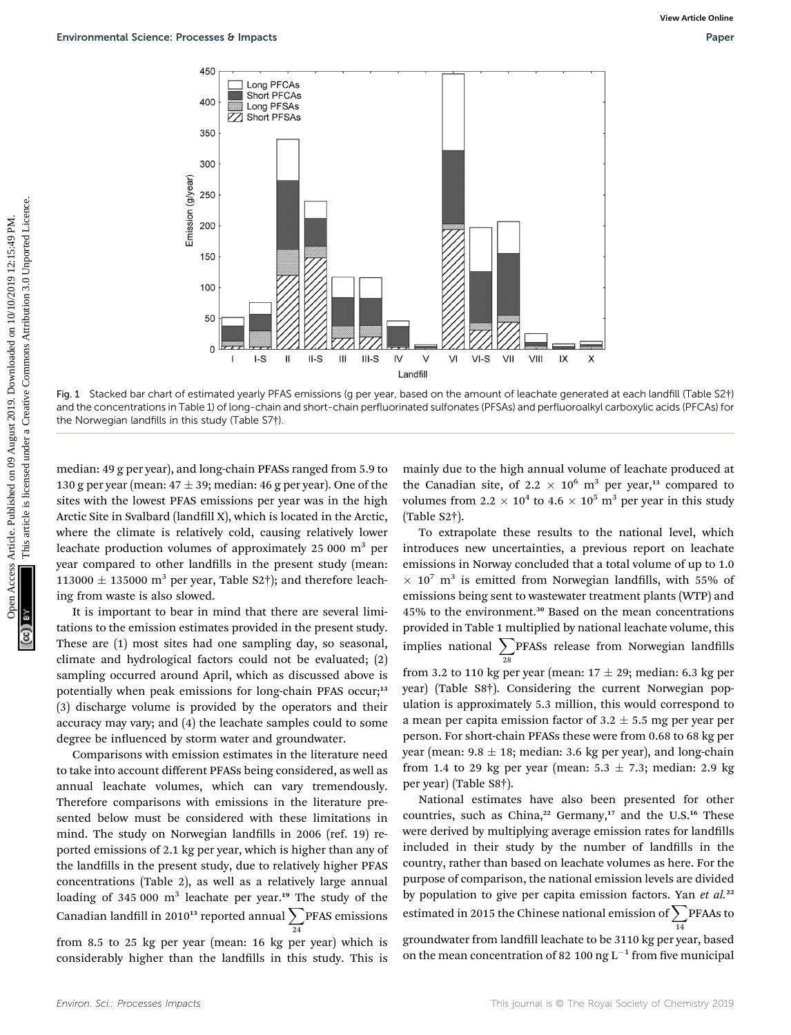Fig. 1 Stacked bar chart of estimated yearly PFAS emissions (g per year, based on the amount of leachate generated at each landfill (Table S2†) and the concentrations in Table 1) of long-chain and short-chain perfluorinated sulfonates (PFSAs) and perfluoroalkyl carboxylic acids (PFCAs) for the Norwegian landfills in this study (Table S7†).

median: 49 g per year), and long-chain PFASs ranged from 5.9 to 130 g per year (mean: 47 ± 39; median: 46 g per year). One of the sites with the lowest PFAS emissions per year was in the high Arctic Site in Svalbard (landfill X), which is located in the Arctic, where the climate is relatively cold, causing relatively lower leachate production volumes of approximately 25 000 $m^3$ per year compared to other landfills in the present study (mean: 113000 ± 135000 $m^3$ per year, Table S2†); and therefore leaching from waste is also slowed.

It is important to bear in mind that there are several limitations to the emission estimates provided in the present study. These are (1) most sites had one sampling day, so seasonal, climate and hydrological factors could not be evaluated; (2) sampling occurred around April, which as discussed above is potentially when peak emissions for long-chain PFAS occur;[13] (3) discharge volume is provided by the operators and their accuracy may vary; and (4) the leachate samples could to some degree be influenced by storm water and groundwater.

Comparisons with emission estimates in the literature need to take into account different PFASs being considered, as well as annual leachate volumes, which can vary tremendously. Therefore comparisons with emissions in the literature presented below must be considered with these limitations in mind. The study on Norwegian landfills in 2006 (ref. 19) reported emissions of 2.1 kg per year, which is higher than any of the landfills in the present study, due to relatively higher PFAS concentrations (Table 2), as well as a relatively large annual loading of 345 000 $m^3$ leachate per year.[19] The study of the Canadian landfill in 2010[13] reported annual $\sum_{24}$PFAS emissions from 8.5 to 25 kg per year (mean: 16 kg per year) which is considerably higher than the landfills in this study. This is mainly due to the high annual volume of leachate produced at the Canadian site, of $2.2 \times 10^6$ $m^3$ per year,[13] compared to volumes from $2.2 \times 10^4$ to $4.6 \times 10^5$ $m^3$ per year in this study (Table S2†).

To extrapolate these results to the national level, which introduces new uncertainties, a previous report on leachate emissions in Norway concluded that a total volume of up to 1.0 $\times$ $10^7$ $m^3$ is emitted from Norwegian landfills, with 55% of emissions being sent to wastewater treatment plants (WTP) and 45% to the environment.[30] Based on the mean concentrations provided in Table 1 multiplied by national leachate volume, this implies national $\sum_{28}$PFASs release from Norwegian landfills from 3.2 to 110 kg per year (mean: 17 ± 29; median: 6.3 kg per year) (Table S8†). Considering the current Norwegian population is approximately 5.3 million, this would correspond to a mean per capita emission factor of 3.2 ± 5.5 mg per year per person. For short-chain PFASs these were from 0.68 to 68 kg per year (mean: 9.8 ± 18; median: 3.6 kg per year), and long-chain from 1.4 to 29 kg per year (mean: 5.3 ± 7.3; median: 2.9 kg per year) (Table S8†).

National estimates have also been presented for other countries, such as China,[22] Germany,[17] and the U.S.[16] These were derived by multiplying average emission rates for landfills included in their study by the number of landfills in the country, rather than based on leachate volumes as here. For the purpose of comparison, the national emission levels are divided by population to give per capita emission factors. Yan *et al.*[22] estimated in 2015 the Chinese national emission of $\sum_{14}$PFAAs to groundwater from landfill leachate to be 3110 kg per year, based on the mean concentration of 82 100 ng $L^{-1}$ from five municipal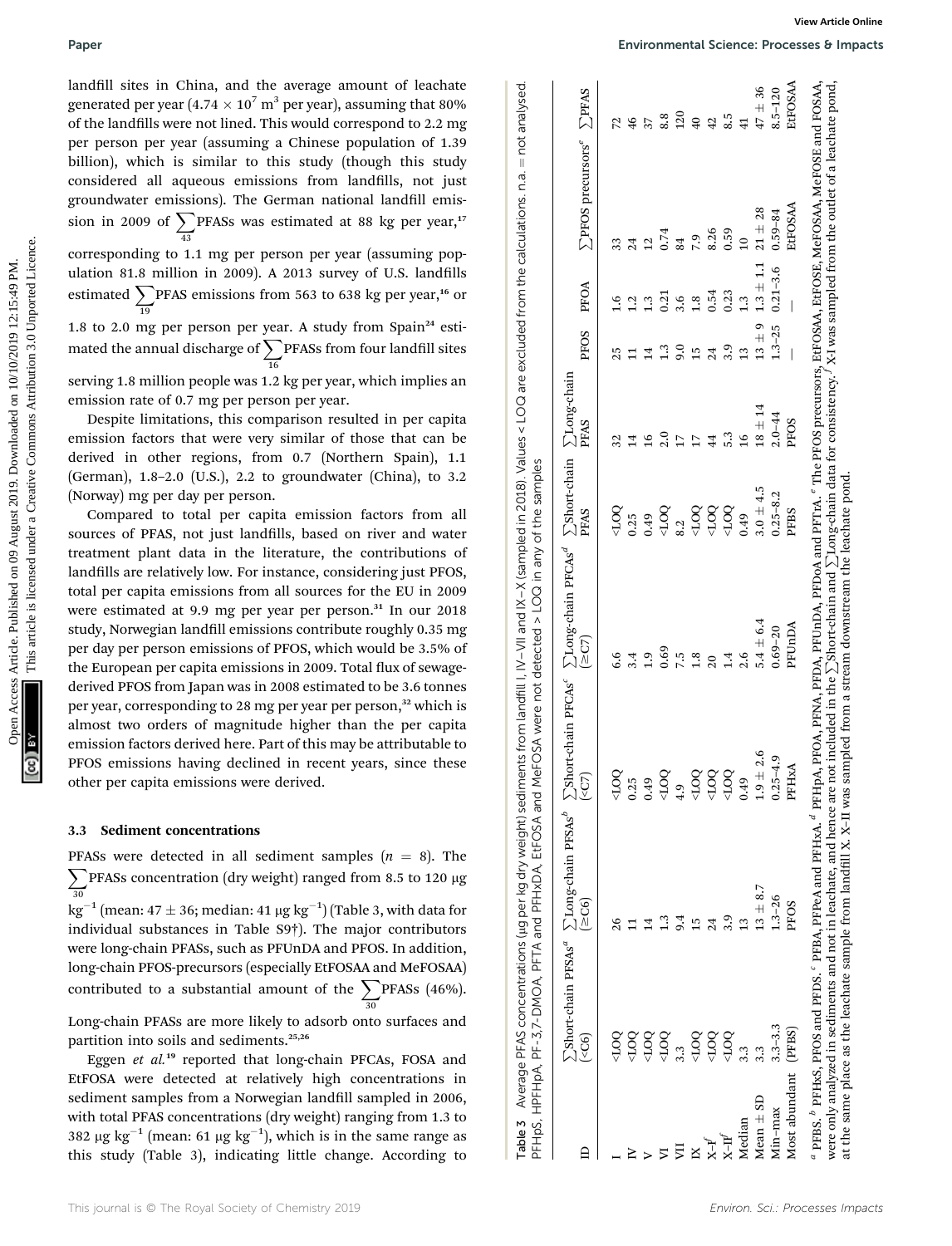landfill sites in China, and the average amount of leachate generated per year ($4.74 \times 10^7$ $m^3$ per year), assuming that 80% of the landfills were not lined. This would correspond to 2.2 mg per person per year (assuming a Chinese population of 1.39 billion), which is similar to this study (though this study considered all aqueous emissions from landfills, not just groundwater emissions). The German national landfill emission in 2009 of $\sum_{43}$PFASs was estimated at 88 kg per year,[17] corresponding to 1.1 mg per person per year (assuming population 81.8 million in 2009). A 2013 survey of U.S. landfills estimated $\sum_{19}$PFAS emissions from 563 to 638 kg per year,[16] or 1.8 to 2.0 mg per person per year. A study from Spain[24] estimated the annual discharge of $\sum_{16}$PFASs from four landfill sites serving 1.8 million people was 1.2 kg per year, which implies an emission rate of 0.7 mg per person per year.

Despite limitations, this comparison resulted in per capita emission factors that were very similar of those that can be derived in other regions, from 0.7 (Northern Spain), 1.1 (German), 1.8–2.0 (U.S.), 2.2 to groundwater (China), to 3.2 (Norway) mg per day per person.

Compared to total per capita emission factors from all sources of PFAS, not just landfills, based on river and water treatment plant data in the literature, the contributions of landfills are relatively low. For instance, considering just PFOS, total per capita emissions from all sources for the EU in 2009 were estimated at 9.9 mg per year per person.[31] In our 2018 study, Norwegian landfill emissions contribute roughly 0.35 mg per day per person emissions of PFOS, which would be 3.5% of the European per capita emissions in 2009. Total flux of sewage-derived PFOS from Japan was in 2008 estimated to be 3.6 tonnes per year, corresponding to 28 mg per year per person,[32] which is almost two orders of magnitude higher than the per capita emission factors derived here. Part of this may be attributable to PFOS emissions having declined in recent years, since these other per capita emissions were derived.

### 3.3 Sediment concentrations

PFASs were detected in all sediment samples ($n$ = 8). The $\sum_{30}$PFASs concentration (dry weight) ranged from 8.5 to 120 μg $kg^{-1}$ (mean: 47 ± 36; median: 41 μg $kg^{-1}$) (Table 3, with data for individual substances in Table S9†). The major contributors were long-chain PFASs, such as PFUnDA and PFOS. In addition, long-chain PFOS-precursors (especially EtFOSAA and MeFOSAA) contributed to a substantial amount of the $\sum_{30}$PFASs (46%). Long-chain PFASs are more likely to adsorb onto surfaces and partition into soils and sediments.[25,26]

Eggen *et al.*[19] reported that long-chain PFCAs, FOSA and EtFOSA were detected at relatively high concentrations in sediment samples from a Norwegian landfill sampled in 2006, with total PFAS concentrations (dry weight) ranging from 1.3 to 382 μg $kg^{-1}$ (mean: 61 μg $kg^{-1}$), which is in the same range as this study (Table 3), indicating little change. According to

Table 3 Average PFAS concentrations (μg per kg dry weight) sediments from landfill I, IV–VII and IX–X (sampled in 2018). Values <LOQ are excluded from the calculations. n.a. = not analysed. PFHpS, HPFHpA, PF-3,7-DMOA, PFTA and PFHxDA, EtFOSA and MeFOSA were not detected > LOQ in any of the samples

| ID | ∑Short-chain PFSAs[a] (<C6) | ∑Long-chain PFSAs[b] (≥C6) | ∑Short-chain PFCAs[c] (<C7) | ∑Long-chain PFCAs[d] (≥C7) | ∑Short-chain PFAS | ∑Long-chain PFAS | PFOS | PFOA | ∑PFOS precursors[e] | ∑PFAS |
|---|---|---|---|---|---|---|---|---|---|---|
| I | <LOQ | 26 | <LOQ | 6.6 | <LOQ | 32 | 25 | 1.6 | 33 | 72 |
| IV | <LOQ | 11 | 0.25 | 3.4 | 0.25 | 14 | 11 | 1.2 | 24 | 46 |
| V | <LOQ | 14 | 0.49 | 1.9 | 0.49 | 16 | 14 | 1.3 | 12 | 37 |
| VI | <LOQ | 1.3 | <LOQ | 0.69 | <LOQ | 2.0 | 1.3 | 0.21 | 0.74 | 8.8 |
| VII | 3.3 | 9.4 | 4.9 | 7.5 | 8.2 | 17 | 9.0 | 3.6 | 84 | 120 |
| IX | <LOQ | 15 | <LOQ | 1.8 | <LOQ | 17 | 15 | 1.8 | 7.9 | 40 |
| X–I[f] | <LOQ | 24 | <LOQ | 20 | <LOQ | 44 | 24 | 0.54 | 8.26 | 42 |
| X–II[f] | <LOQ | 3.9 | <LOQ | 1.4 | <LOQ | 5.3 | 3.9 | 0.23 | 0.59 | 8.5 |
| Median | 3.3 | 13 | 0.49 | 2.6 | 0.49 | 16 | 13 | 1.3 | 10 | 41 |
| Mean ± SD | 3.3 | 13 ± 8.7 | 1.9 ± 2.6 | 5.4 ± 6.4 | 3.0 ± 4.5 | 18 ± 14 | 13 ± 9 | 1.3 ± 1.1 | 21 ± 28 | 47 ± 36 |
| Min–max | 3.3–3.3 | 1.3–26 | 0.25–4.9 | 0.69–20 | 0.25–8.2 | 2.0–44 | 1.3–25 | 0.21–3.6 | 0.59–84 | 8.5–120 |
| Most abundant | (PFBS) | PFOS | PFHxA | PFUnDA | PFBS | PFOS | — | — | EtFOSAA | EtFOSAA |

[a] PFBS. [b] PFHxS, PFOS and PFDS. [c] PFBA, PFPeA and PFHxA. [d] PFHpA, PFOA, PFNA, PFDA, PFUnDA, PFDoA and PFTrA. [e] The PFOS precursors, EtFOSAA, EtFOSE, MeFOSAA, MeFOSE and FOSA, were only analyzed in sediments and not in leachate, and hence are not included in the ∑Short-chain and ∑Long-chain data for consistency. [f] X-I was sampled from the outlet of a leachate pond, at the same place as the leachate sample from landfill X. X–II was sampled from a stream downstream the leachate pond.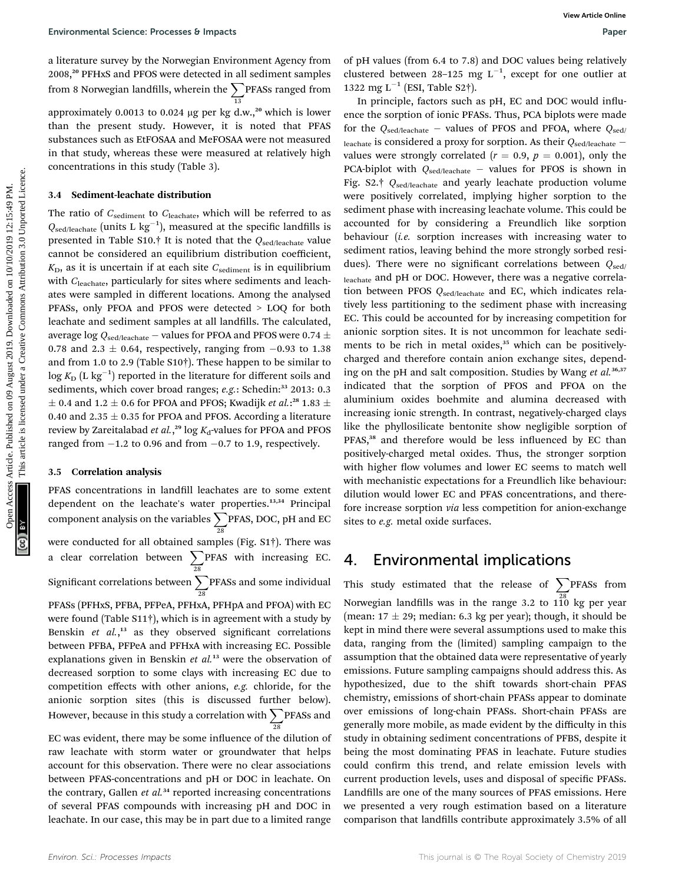a literature survey by the Norwegian Environment Agency from 2008,[20] PFHxS and PFOS were detected in all sediment samples from 8 Norwegian landfills, wherein the $\sum_{13}$PFASs ranged from approximately 0.0013 to 0.024 µg per kg d.w.,[20] which is lower than the present study. However, it is noted that PFAS substances such as EtFOSAA and MeFOSAA were not measured in that study, whereas these were measured at relatively high concentrations in this study (Table 3).

### 3.4 Sediment-leachate distribution

The ratio of $C_{\text{sediment}}$ to $C_{\text{leachate}}$, which will be referred to as $Q_{\text{sed/leachate}}$ (units L kg$^{-1}$), measured at the specific landfills is presented in Table S10.† It is noted that the $Q_{\text{sed/leachate}}$ value cannot be considered an equilibrium distribution coefficient, $K_D$, as it is uncertain if at each site $C_{\text{sediment}}$ is in equilibrium with $C_{\text{leachate}}$, particularly for sites where sediments and leachates were sampled in different locations. Among the analysed PFASs, only PFOA and PFOS were detected > LOQ for both leachate and sediment samples at all landfills. The calculated, average log $Q_{\text{sed/leachate}}$ – values for PFOA and PFOS were 0.74 ± 0.78 and 2.3 ± 0.64, respectively, ranging from −0.93 to 1.38 and from 1.0 to 2.9 (Table S10†). These happen to be similar to log $K_D$ (L kg$^{-1}$) reported in the literature for different soils and sediments, which cover broad ranges; *e.g.*: Schedin:[33] 2013: 0.3 ± 0.4 and 1.2 ± 0.6 for PFOA and PFOS; Kwadijk *et al.*:[28] 1.83 ± 0.40 and 2.35 ± 0.35 for PFOA and PFOS. According to a literature review by Zareitalabad *et al.*,[29] log $K_d$-values for PFOA and PFOS ranged from −1.2 to 0.96 and from −0.7 to 1.9, respectively.

### 3.5 Correlation analysis

PFAS concentrations in landfill leachates are to some extent dependent on the leachate's water properties.[13,34] Principal component analysis on the variables $\sum_{28}$PFAS, DOC, pH and EC were conducted for all obtained samples (Fig. S1†). There was a clear correlation between $\sum_{28}$PFAS with increasing EC. Significant correlations between $\sum_{28}$PFASs and some individual PFASs (PFHxS, PFBA, PFPeA, PFHxA, PFHpA and PFOA) with EC were found (Table S11†), which is in agreement with a study by Benskin *et al.*,[13] as they observed significant correlations between PFBA, PFPeA and PFHxA with increasing EC. Possible explanations given in Benskin *et al.*[13] were the observation of decreased sorption to some clays with increasing EC due to competition effects with other anions, *e.g.* chloride, for the anionic sorption sites (this is discussed further below). However, because in this study a correlation with $\sum_{28}$PFASs and EC was evident, there may be some influence of the dilution of raw leachate with storm water or groundwater that helps account for this observation. There were no clear associations between PFAS-concentrations and pH or DOC in leachate. On the contrary, Gallen *et al.*[34] reported increasing concentrations of several PFAS compounds with increasing pH and DOC in leachate. In our case, this may be in part due to a limited range of pH values (from 6.4 to 7.8) and DOC values being relatively clustered between 28–125 mg L$^{-1}$, except for one outlier at 1322 mg L$^{-1}$ (ESI, Table S2†).

In principle, factors such as pH, EC and DOC would influence the sorption of ionic PFASs. Thus, PCA biplots were made for the $Q_{\text{sed/leachate}}$ – values of PFOS and PFOA, where $Q_{\text{sed/leachate}}$ is considered a proxy for sorption. As their $Q_{\text{sed/leachate}}$ – values were strongly correlated ($r = 0.9$, $p = 0.001$), only the PCA-biplot with $Q_{\text{sed/leachate}}$ – values for PFOS is shown in Fig. S2.† $Q_{\text{sed/leachate}}$ and yearly leachate production volume were positively correlated, implying higher sorption to the sediment phase with increasing leachate volume. This could be accounted for by considering a Freundlich like sorption behaviour (*i.e.* sorption increases with increasing water to sediment ratios, leaving behind the more strongly sorbed residues). There were no significant correlations between $Q_{\text{sed/leachate}}$ and pH or DOC. However, there was a negative correlation between PFOS $Q_{\text{sed/leachate}}$ and EC, which indicates relatively less partitioning to the sediment phase with increasing EC. This could be accounted for by increasing competition for anionic sorption sites. It is not uncommon for leachate sediments to be rich in metal oxides,[35] which can be positively-charged and therefore contain anion exchange sites, depending on the pH and salt composition. Studies by Wang *et al.*[36,37] indicated that the sorption of PFOS and PFOA on the aluminium oxides boehmite and alumina decreased with increasing ionic strength. In contrast, negatively-charged clays like the phyllosilicate bentonite show negligible sorption of PFAS,[38] and therefore would be less influenced by EC than positively-charged metal oxides. Thus, the stronger sorption with higher flow volumes and lower EC seems to match well with mechanistic expectations for a Freundlich like behaviour: dilution would lower EC and PFAS concentrations, and therefore increase sorption *via* less competition for anion-exchange sites to *e.g.* metal oxide surfaces.

## 4. Environmental implications

This study estimated that the release of $\sum_{28}$PFASs from Norwegian landfills was in the range 3.2 to 110 kg per year (mean: 17 ± 29; median: 6.3 kg per year); though, it should be kept in mind there were several assumptions used to make this data, ranging from the (limited) sampling campaign to the assumption that the obtained data were representative of yearly emissions. Future sampling campaigns should address this. As hypothesized, due to the shift towards short-chain PFAS chemistry, emissions of short-chain PFASs appear to dominate over emissions of long-chain PFASs. Short-chain PFASs are generally more mobile, as made evident by the difficulty in this study in obtaining sediment concentrations of PFBS, despite it being the most dominating PFAS in leachate. Future studies could confirm this trend, and relate emission levels with current production levels, uses and disposal of specific PFASs. Landfills are one of the many sources of PFAS emissions. Here we presented a very rough estimation based on a literature comparison that landfills contribute approximately 3.5% of all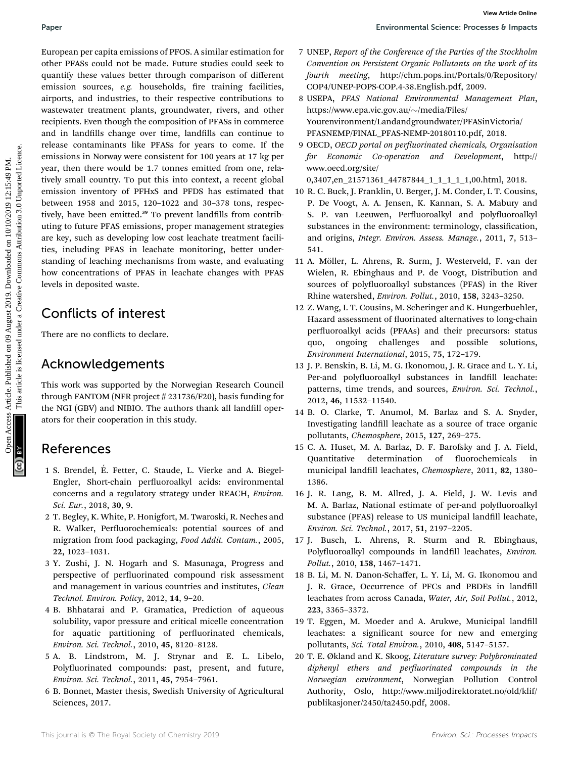European per capita emissions of PFOS. A similar estimation for other PFASs could not be made. Future studies could seek to quantify these values better through comparison of different emission sources, *e.g.* households, fire training facilities, airports, and industries, to their respective contributions to wastewater treatment plants, groundwater, rivers, and other recipients. Even though the composition of PFASs in commerce and in landfills change over time, landfills can continue to release contaminants like PFASs for years to come. If the emissions in Norway were consistent for 100 years at 17 kg per year, then there would be 1.7 tonnes emitted from one, relatively small country. To put this into context, a recent global emission inventory of PFHxS and PFDS has estimated that between 1958 and 2015, 120–1022 and 30–378 tons, respectively, have been emitted.[39] To prevent landfills from contributing to future PFAS emissions, proper management strategies are key, such as developing low cost leachate treatment facilities, including PFAS in leachate monitoring, better understanding of leaching mechanisms from waste, and evaluating how concentrations of PFAS in leachate changes with PFAS levels in deposited waste.

## Conflicts of interest

There are no conflicts to declare.

## Acknowledgements

This work was supported by the Norwegian Research Council through FANTOM (NFR project # 231736/F20), basis funding for the NGI (GBV) and NIBIO. The authors thank all landfill operators for their cooperation in this study.

## References

1. S. Brendel, É. Fetter, C. Staude, L. Vierke and A. Biegel-Engler, Short-chain perfluoroalkyl acids: environmental concerns and a regulatory strategy under REACH, *Environ. Sci. Eur.*, 2018, **30**, 9.
2. T. Begley, K. White, P. Honigfort, M. Twaroski, R. Neches and R. Walker, Perfluorochemicals: potential sources of and migration from food packaging, *Food Addit. Contam.*, 2005, **22**, 1023–1031.
3. Y. Zushi, J. N. Hogarh and S. Masunaga, Progress and perspective of perfluorinated compound risk assessment and management in various countries and institutes, *Clean Technol. Environ. Policy*, 2012, **14**, 9–20.
4. B. Bhhatarai and P. Gramatica, Prediction of aqueous solubility, vapor pressure and critical micelle concentration for aquatic partitioning of perfluorinated chemicals, *Environ. Sci. Technol.*, 2010, **45**, 8120–8128.
5. A. B. Lindstrom, M. J. Strynar and E. L. Libelo, Polyfluorinated compounds: past, present, and future, *Environ. Sci. Technol.*, 2011, **45**, 7954–7961.
6. B. Bonnet, Master thesis, Swedish University of Agricultural Sciences, 2017.
7. UNEP, *Report of the Conference of the Parties of the Stockholm Convention on Persistent Organic Pollutants on the work of its fourth meeting*, http://chm.pops.int/Portals/0/Repository/COP4/UNEP-POPS-COP.4-38.English.pdf, 2009.
8. USEPA, *PFAS National Environmental Management Plan*, https://www.epa.vic.gov.au/~/media/Files/Yourenvironment/Landandgroundwater/PFASinVictoria/PFASNEMP/FINAL_PFAS-NEMP-20180110.pdf, 2018.
9. OECD, *OECD portal on perfluorinated chemicals, Organisation for Economic Co-operation and Development*, http://www.oecd.org/site/0,3407,en_21571361_44787844_1_1_1_1_1,00.html, 2018.
10. R. C. Buck, J. Franklin, U. Berger, J. M. Conder, I. T. Cousins, P. De Voogt, A. A. Jensen, K. Kannan, S. A. Mabury and S. P. van Leeuwen, Perfluoroalkyl and polyfluoroalkyl substances in the environment: terminology, classification, and origins, *Integr. Environ. Assess. Manage.*, 2011, **7**, 513–541.
11. A. Möller, L. Ahrens, R. Surm, J. Westerveld, F. van der Wielen, R. Ebinghaus and P. de Voogt, Distribution and sources of polyfluoroalkyl substances (PFAS) in the River Rhine watershed, *Environ. Pollut.*, 2010, **158**, 3243–3250.
12. Z. Wang, I. T. Cousins, M. Scheringer and K. Hungerbuehler, Hazard assessment of fluorinated alternatives to long-chain perfluoroalkyl acids (PFAAs) and their precursors: status quo, ongoing challenges and possible solutions, *Environment International*, 2015, **75**, 172–179.
13. J. P. Benskin, B. Li, M. G. Ikonomou, J. R. Grace and L. Y. Li, Per-and polyfluoroalkyl substances in landfill leachate: patterns, time trends, and sources, *Environ. Sci. Technol.*, 2012, **46**, 11532–11540.
14. B. O. Clarke, T. Anumol, M. Barlaz and S. A. Snyder, Investigating landfill leachate as a source of trace organic pollutants, *Chemosphere*, 2015, **127**, 269–275.
15. C. A. Huset, M. A. Barlaz, D. F. Barofsky and J. A. Field, Quantitative determination of fluorochemicals in municipal landfill leachates, *Chemosphere*, 2011, **82**, 1380–1386.
16. J. R. Lang, B. M. Allred, J. A. Field, J. W. Levis and M. A. Barlaz, National estimate of per-and polyfluoroalkyl substance (PFAS) release to US municipal landfill leachate, *Environ. Sci. Technol.*, 2017, **51**, 2197–2205.
17. J. Busch, L. Ahrens, R. Sturm and R. Ebinghaus, Polyfluoroalkyl compounds in landfill leachates, *Environ. Pollut.*, 2010, **158**, 1467–1471.
18. B. Li, M. N. Danon-Schaffer, L. Y. Li, M. G. Ikonomou and J. R. Grace, Occurrence of PFCs and PBDEs in landfill leachates from across Canada, *Water, Air, Soil Pollut.*, 2012, **223**, 3365–3372.
19. T. Eggen, M. Moeder and A. Arukwe, Municipal landfill leachates: a significant source for new and emerging pollutants, *Sci. Total Environ.*, 2010, **408**, 5147–5157.
20. T. E. Økland and K. Skoog, *Literature survey: Polybrominated diphenyl ethers and perfluorinated compounds in the Norwegian environment*, Norwegian Pollution Control Authority, Oslo, http://www.miljodirektoratet.no/old/klif/publikasjoner/2450/ta2450.pdf, 2008.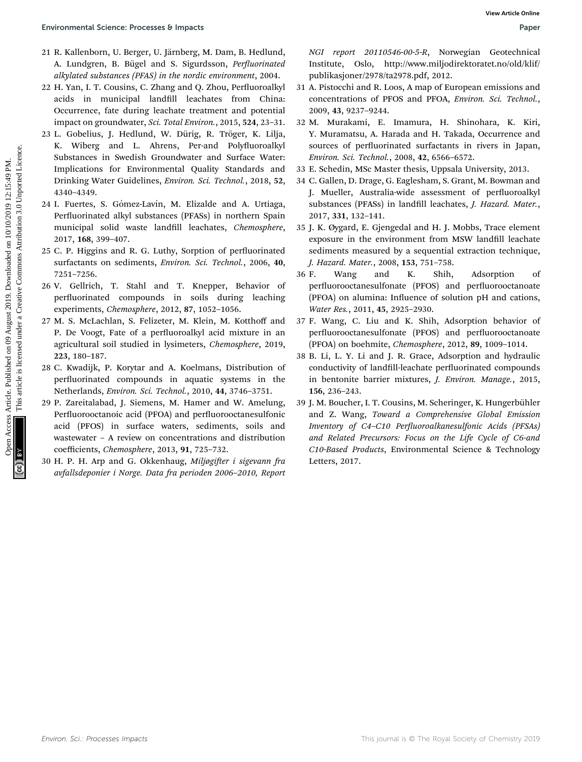21 R. Kallenborn, U. Berger, U. Järnberg, M. Dam, B. Hedlund, A. Lundgren, B. Bügel and S. Sigurdsson, *Perfluorinated alkylated substances (PFAS) in the nordic environment*, 2004.

22 H. Yan, I. T. Cousins, C. Zhang and Q. Zhou, Perfluoroalkyl acids in municipal landfill leachates from China: Occurrence, fate during leachate treatment and potential impact on groundwater, *Sci. Total Environ.*, 2015, **524**, 23–31.

23 L. Gobelius, J. Hedlund, W. Dürig, R. Tröger, K. Lilja, K. Wiberg and L. Ahrens, Per-and Polyfluoroalkyl Substances in Swedish Groundwater and Surface Water: Implications for Environmental Quality Standards and Drinking Water Guidelines, *Environ. Sci. Technol.*, 2018, **52**, 4340–4349.

24 I. Fuertes, S. Gómez-Lavín, M. Elizalde and A. Urtiaga, Perfluorinated alkyl substances (PFASs) in northern Spain municipal solid waste landfill leachates, *Chemosphere*, 2017, **168**, 399–407.

25 C. P. Higgins and R. G. Luthy, Sorption of perfluorinated surfactants on sediments, *Environ. Sci. Technol.*, 2006, **40**, 7251–7256.

26 V. Gellrich, T. Stahl and T. Knepper, Behavior of perfluorinated compounds in soils during leaching experiments, *Chemosphere*, 2012, **87**, 1052–1056.

27 M. S. McLachlan, S. Felizeter, M. Klein, M. Kotthoff and P. De Voogt, Fate of a perfluoroalkyl acid mixture in an agricultural soil studied in lysimeters, *Chemosphere*, 2019, **223**, 180–187.

28 C. Kwadijk, P. Korytar and A. Koelmans, Distribution of perfluorinated compounds in aquatic systems in the Netherlands, *Environ. Sci. Technol.*, 2010, **44**, 3746–3751.

29 P. Zareitalabad, J. Siemens, M. Hamer and W. Amelung, Perfluorooctanoic acid (PFOA) and perfluorooctanesulfonic acid (PFOS) in surface waters, sediments, soils and wastewater – A review on concentrations and distribution coefficients, *Chemosphere*, 2013, **91**, 725–732.

30 H. P. H. Arp and G. Okkenhaug, *Miljøgifter i sigevann fra avfallsdeponier i Norge. Data fra perioden 2006–2010, Report NGI report 20110546-00-5-R*, Norwegian Geotechnical Institute, Oslo, http://www.miljodirektoratet.no/old/klif/publikasjoner/2978/ta2978.pdf, 2012.

31 A. Pistocchi and R. Loos, A map of European emissions and concentrations of PFOS and PFOA, *Environ. Sci. Technol.*, 2009, **43**, 9237–9244.

32 M. Murakami, E. Imamura, H. Shinohara, K. Kiri, Y. Muramatsu, A. Harada and H. Takada, Occurrence and sources of perfluorinated surfactants in rivers in Japan, *Environ. Sci. Technol.*, 2008, **42**, 6566–6572.

33 E. Schedin, MSc Master thesis, Uppsala University, 2013.

34 C. Gallen, D. Drage, G. Eaglesham, S. Grant, M. Bowman and J. Mueller, Australia-wide assessment of perfluoroalkyl substances (PFASs) in landfill leachates, *J. Hazard. Mater.*, 2017, **331**, 132–141.

35 J. K. Øygard, E. Gjengedal and H. J. Mobbs, Trace element exposure in the environment from MSW landfill leachate sediments measured by a sequential extraction technique, *J. Hazard. Mater.*, 2008, **153**, 751–758.

36 F. Wang and K. Shih, Adsorption of perfluorooctanesulfonate (PFOS) and perfluorooctanoate (PFOA) on alumina: Influence of solution pH and cations, *Water Res.*, 2011, **45**, 2925–2930.

37 F. Wang, C. Liu and K. Shih, Adsorption behavior of perfluorooctanesulfonate (PFOS) and perfluorooctanoate (PFOA) on boehmite, *Chemosphere*, 2012, **89**, 1009–1014.

38 B. Li, L. Y. Li and J. R. Grace, Adsorption and hydraulic conductivity of landfill-leachate perfluorinated compounds in bentonite barrier mixtures, *J. Environ. Manage.*, 2015, **156**, 236–243.

39 J. M. Boucher, I. T. Cousins, M. Scheringer, K. Hungerbühler and Z. Wang, *Toward a Comprehensive Global Emission Inventory of C4–C10 Perfluoroalkanesulfonic Acids (PFSAs) and Related Precursors: Focus on the Life Cycle of C6-and C10-Based Products*, Environmental Science & Technology Letters, 2017.